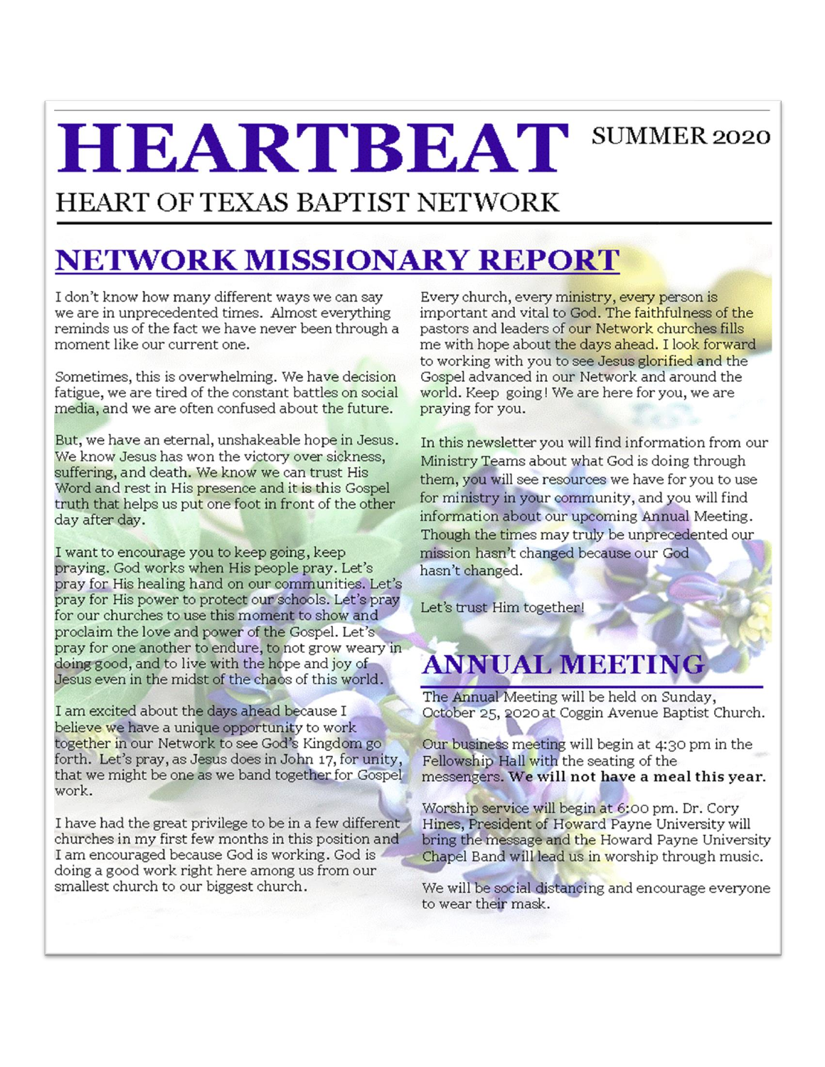# HEARTBEAT

SUMMER 2020

HEART OF TEXAS BAPTIST NETWORK

## NETWORK MISSIONARY REPORT

I don't know how many different ways we can say we are in unprecedented times. Almost everything reminds us of the fact we have never been through a moment like our current one.

Sometimes, this is overwhelming. We have decision fatigue, we are tired of the constant battles on social media, and we are often confused about the future.

But, we have an eternal, unshakeable hope in Jesus. We know Jesus has won the victory over sickness, suffering, and death. We know we can trust His Word and rest in His presence and it is this Gospel truth that helps us put one foot in front of the other day after day.

I want to encourage you to keep going, keep praying. God works when His people pray. Let's pray for His healing hand on our communities. Let's pray for His power to protect our schools. Let's pray for our churches to use this moment to show and proclaim the love and power of the Gospel. Let's pray for one another to endure, to not grow weary in doing good, and to live with the hope and joy of Jesus even in the midst of the chaos of this world.

I am excited about the days ahead because I believe we have a unique opportunity to work together in our Network to see God's Kingdom go forth. Let's pray, as Jesus does in John 17, for unity, that we might be one as we band together for Gospel work.

I have had the great privilege to be in a few different churches in my first few months in this position and I am encouraged because God is working. God is doing a good work right here among us from our smallest church to our biggest church.

Every church, every ministry, every person is important and vital to God. The faithfulness of the pastors and leaders of our Network churches fills me with hope about the days ahead. I look forward to working with you to see Jesus glorified and the Gospel advanced in our Network and around the world. Keep going! We are here for you, we are praying for you.

In this newsletter you will find information from our Ministry Teams about what God is doing through them, you will see resources we have for you to use for ministry in your community, and you will find information about our upcoming Annual Meeting. Though the times may truly be unprecedented our mission hasn't changed because our God hasn't changed.

Let's trust Him together!

## ANNUAL MEETING

The Annual Meeting will be held on Sunday, October 25, 2020 at Coggin Avenue Baptist Church.

Our business meeting will begin at 4:30 pm in the Fellowship Hall with the seating of the messengers. **We will not have a meal this year.**

Worship service will begin at 6:00 pm. Dr. Cory Hines, President of Howard Payne University will bring the message and the Howard Payne University Chapel Band will lead us in worship through music.

We will be social distancing and encourage everyone to wear their mask.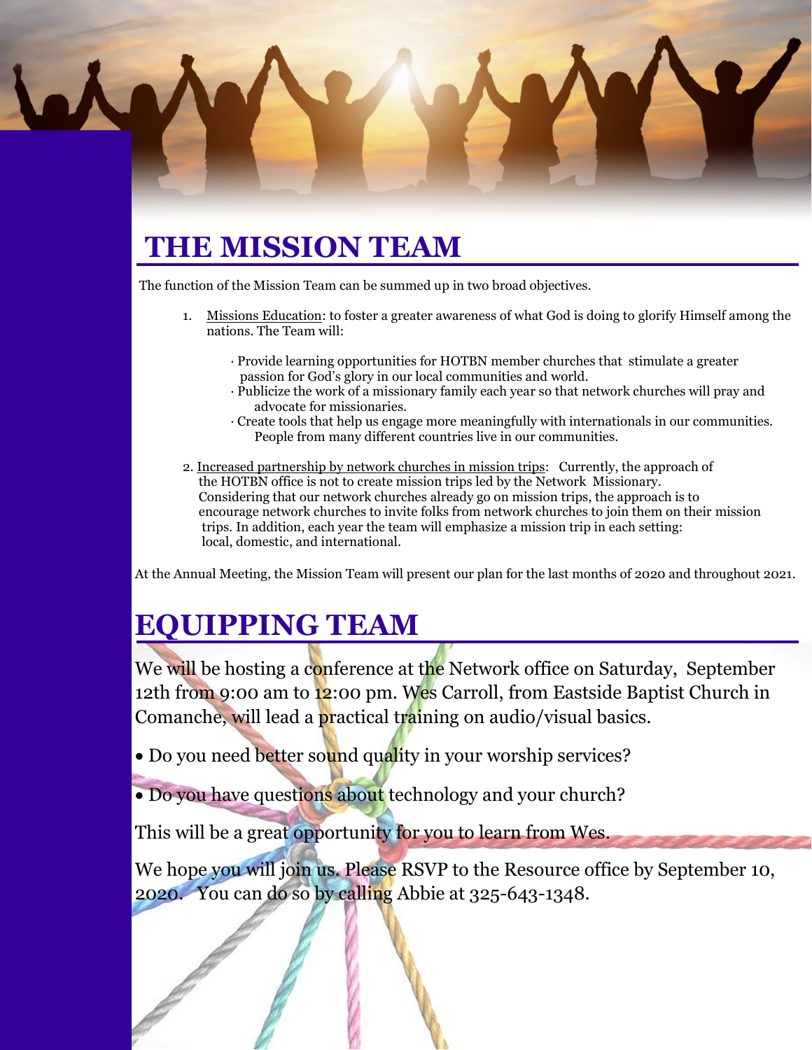# THE MISSION TEAM

The function of the Mission Team can be summed up in two broad objectives.

1. Missions Education: to foster a greater awareness of what God is doing to glorify Himself among the nations. The Team will:

   · Provide learning opportunities for HOTBN member churches that stimulate a greater passion for God's glory in our local communities and world.
   · Publicize the work of a missionary family each year so that network churches will pray and advocate for missionaries.
   · Create tools that help us engage more meaningfully with internationals in our communities. People from many different countries live in our communities.

2. Increased partnership by network churches in mission trips: Currently, the approach of the HOTBN office is not to create mission trips led by the Network Missionary. Considering that our network churches already go on mission trips, the approach is to encourage network churches to invite folks from network churches to join them on their mission trips. In addition, each year the team will emphasize a mission trip in each setting: local, domestic, and international.

At the Annual Meeting, the Mission Team will present our plan for the last months of 2020 and throughout 2021.

# EQUIPPING TEAM

We will be hosting a conference at the Network office on Saturday, September 12th from 9:00 am to 12:00 pm. Wes Carroll, from Eastside Baptist Church in Comanche, will lead a practical training on audio/visual basics.

- Do you need better sound quality in your worship services?
- Do you have questions about technology and your church?

This will be a great opportunity for you to learn from Wes.

We hope you will join us. Please RSVP to the Resource office by September 10, 2020. You can do so by calling Abbie at 325-643-1348.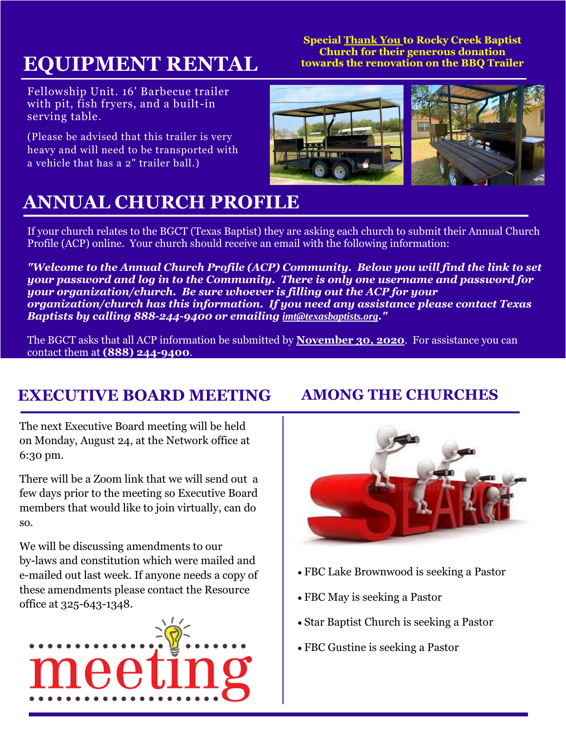# EQUIPMENT RENTAL

**Special Thank You to Rocky Creek Baptist Church for their generous donation towards the renovation on the BBQ Trailer**

Fellowship Unit. 16' Barbecue trailer with pit, fish fryers, and a built-in serving table.

(Please be advised that this trailer is very heavy and will need to be transported with a vehicle that has a 2" trailer ball.)

# ANNUAL CHURCH PROFILE

If your church relates to the BGCT (Texas Baptist) they are asking each church to submit their Annual Church Profile (ACP) online. Your church should receive an email with the following information:

***"Welcome to the Annual Church Profile (ACP) Community. Below you will find the link to set your password and log in to the Community. There is only one username and password for your organization/church. Be sure whoever is filling out the ACP for your organization/church has this information. If you need any assistance please contact Texas Baptists by calling 888-244-9400 or emailing imt@texasbaptists.org."***

The BGCT asks that all ACP information be submitted by **November 30, 2020**. For assistance you can contact them at **(888) 244-9400**.

## EXECUTIVE BOARD MEETING

The next Executive Board meeting will be held on Monday, August 24, at the Network office at 6:30 pm.

There will be a Zoom link that we will send out a few days prior to the meeting so Executive Board members that would like to join virtually, can do so.

We will be discussing amendments to our by-laws and constitution which were mailed and e-mailed out last week. If anyone needs a copy of these amendments please contact the Resource office at 325-643-1348.

## AMONG THE CHURCHES

- FBC Lake Brownwood is seeking a Pastor
- FBC May is seeking a Pastor
- Star Baptist Church is seeking a Pastor
- FBC Gustine is seeking a Pastor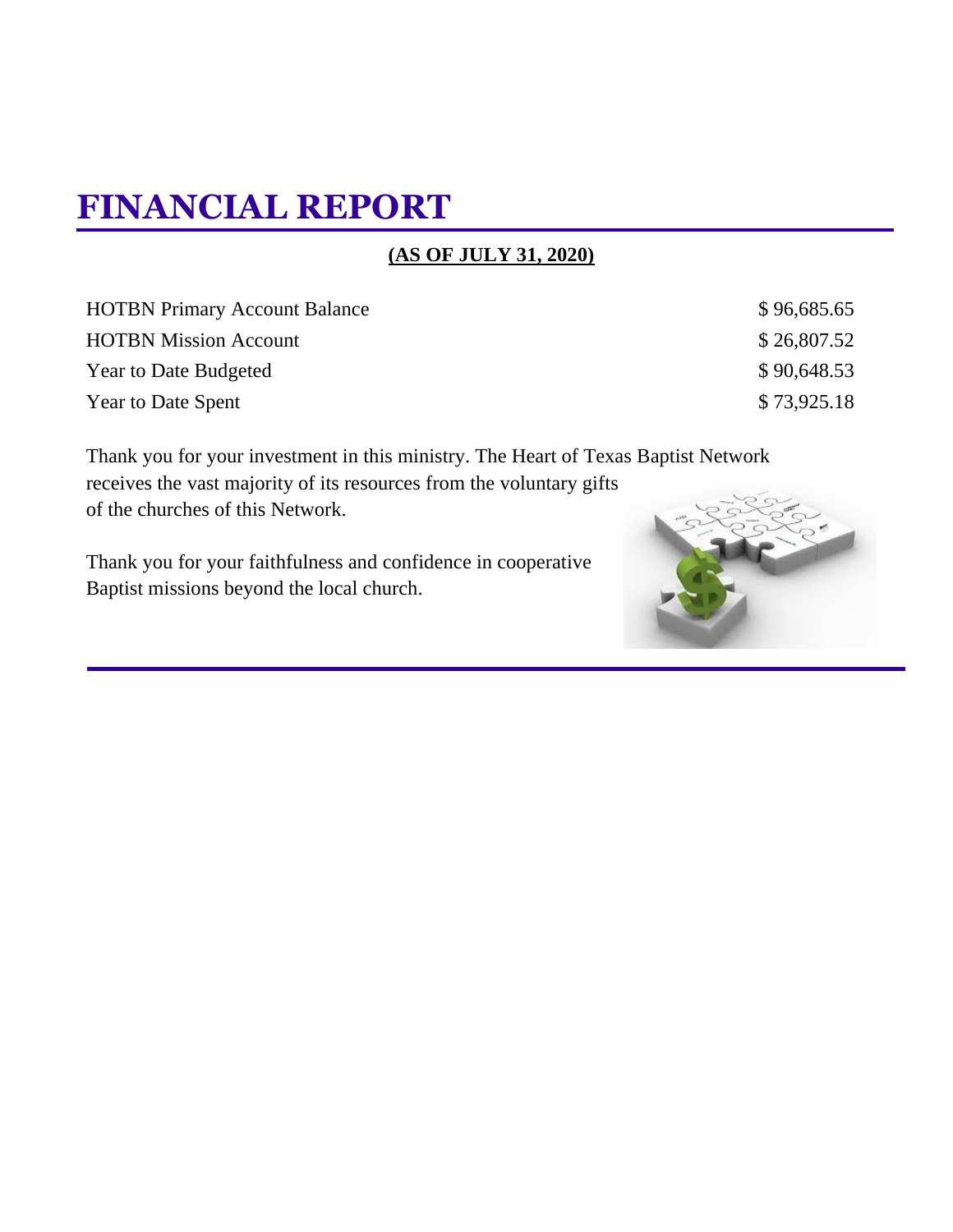# FINANCIAL REPORT

**(AS OF JULY 31, 2020)**

| | |
|---|---|
| HOTBN Primary Account Balance | $ 96,685.65 |
| HOTBN Mission Account | $ 26,807.52 |
| Year to Date Budgeted | $ 90,648.53 |
| Year to Date Spent | $ 73,925.18 |

Thank you for your investment in this ministry. The Heart of Texas Baptist Network receives the vast majority of its resources from the voluntary gifts of the churches of this Network.

Thank you for your faithfulness and confidence in cooperative Baptist missions beyond the local church.